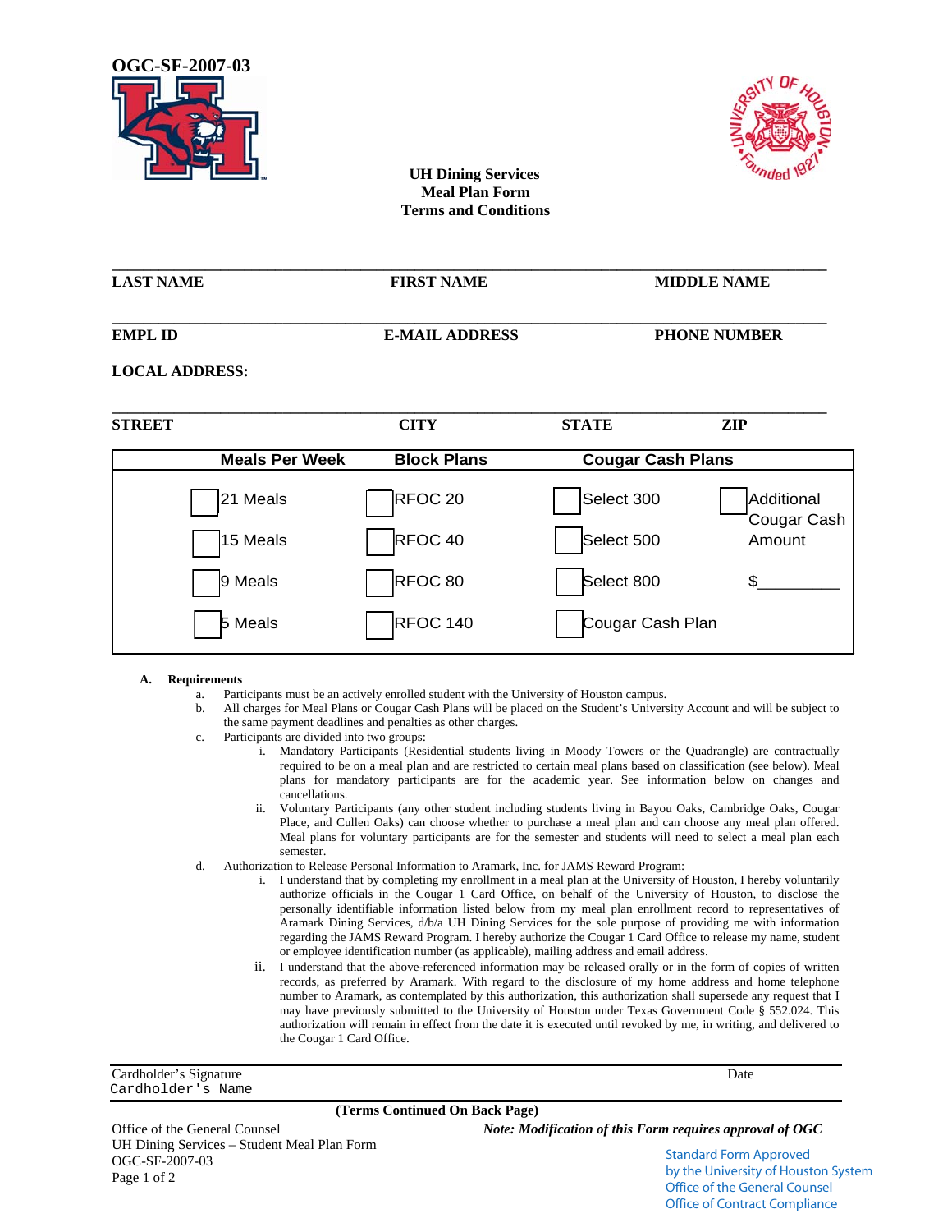OGC-SF-2007-03

**UH Dining Services**
**Meal Plan Form**
**Terms and Conditions**

| LAST NAME | FIRST NAME | MIDDLE NAME |
|---|---|---|
| | | |

| EMPL ID | E-MAIL ADDRESS | PHONE NUMBER |
|---|---|---|
| | | |

**LOCAL ADDRESS:**

| STREET | CITY | STATE | ZIP |
|---|---|---|---|
| | | | |

| Meals Per Week | Block Plans | Cougar Cash Plans | |
|---|---|---|---|
| ☐ 21 Meals | ☐ RFOC 20 | ☐ Select 300 | ☐ Additional Cougar Cash Amount |
| ☐ 15 Meals | ☐ RFOC 40 | ☐ Select 500 | |
| ☐ 9 Meals | ☐ RFOC 80 | ☐ Select 800 | $_________ |
| ☐ 5 Meals | ☐ RFOC 140 | ☐ Cougar Cash Plan | |

**A. Requirements**

a. Participants must be an actively enrolled student with the University of Houston campus.

b. All charges for Meal Plans or Cougar Cash Plans will be placed on the Student's University Account and will be subject to the same payment deadlines and penalties as other charges.

c. Participants are divided into two groups:

   i. Mandatory Participants (Residential students living in Moody Towers or the Quadrangle) are contractually required to be on a meal plan and are restricted to certain meal plans based on classification (see below). Meal plans for mandatory participants are for the academic year. See information below on changes and cancellations.

   ii. Voluntary Participants (any other student including students living in Bayou Oaks, Cambridge Oaks, Cougar Place, and Cullen Oaks) can choose whether to purchase a meal plan and can choose any meal plan offered. Meal plans for voluntary participants are for the semester and students will need to select a meal plan each semester.

d. Authorization to Release Personal Information to Aramark, Inc. for JAMS Reward Program:

   i. I understand that by completing my enrollment in a meal plan at the University of Houston, I hereby voluntarily authorize officials in the Cougar 1 Card Office, on behalf of the University of Houston, to disclose the personally identifiable information listed below from my meal plan enrollment record to representatives of Aramark Dining Services, d/b/a UH Dining Services for the sole purpose of providing me with information regarding the JAMS Reward Program. I hereby authorize the Cougar 1 Card Office to release my name, student or employee identification number (as applicable), mailing address and email address.

   ii. I understand that the above-referenced information may be released orally or in the form of copies of written records, as preferred by Aramark. With regard to the disclosure of my home address and home telephone number to Aramark, as contemplated by this authorization, this authorization shall supersede any request that I may have previously submitted to the University of Houston under Texas Government Code § 552.024. This authorization will remain in effect from the date it is executed until revoked by me, in writing, and delivered to the Cougar 1 Card Office.

Cardholder's Signature &nbsp;&nbsp;&nbsp;&nbsp;&nbsp;&nbsp;&nbsp;&nbsp; Date
Cardholder's Name

**(Terms Continued On Back Page)**

Office of the General Counsel
UH Dining Services – Student Meal Plan Form
OGC-SF-2007-03

***Note: Modification of this Form requires approval of OGC***

Standard Form Approved
by the University of Houston System
Office of the General Counsel
Office of Contract Compliance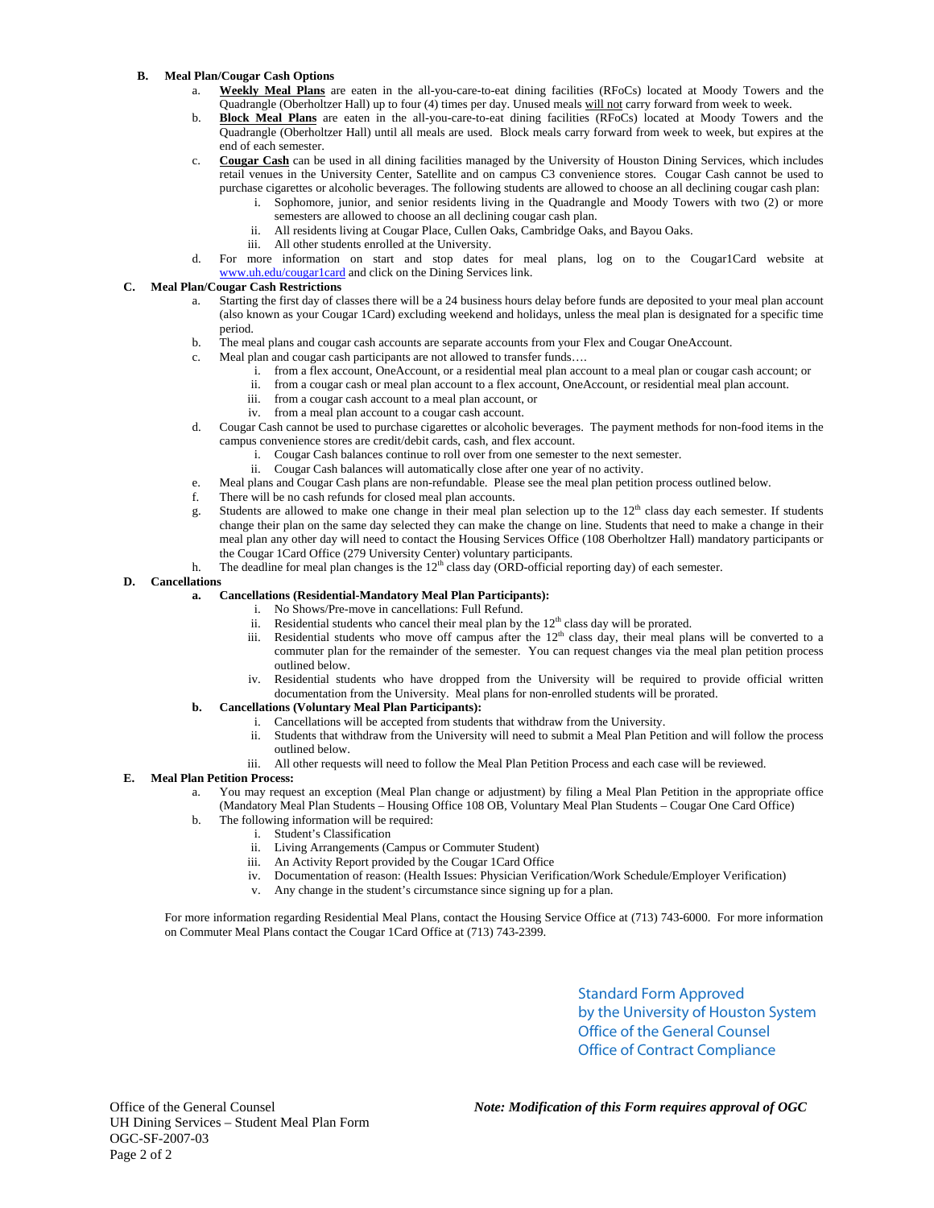**B. Meal Plan/Cougar Cash Options**

a. **Weekly Meal Plans** are eaten in the all-you-care-to-eat dining facilities (RFoCs) located at Moody Towers and the Quadrangle (Oberholtzer Hall) up to four (4) times per day. Unused meals will not carry forward from week to week.

b. **Block Meal Plans** are eaten in the all-you-care-to-eat dining facilities (RFoCs) located at Moody Towers and the Quadrangle (Oberholtzer Hall) until all meals are used. Block meals carry forward from week to week, but expires at the end of each semester.

c. **Cougar Cash** can be used in all dining facilities managed by the University of Houston Dining Services, which includes retail venues in the University Center, Satellite and on campus C3 convenience stores. Cougar Cash cannot be used to purchase cigarettes or alcoholic beverages. The following students are allowed to choose an all declining cougar cash plan:

   i. Sophomore, junior, and senior residents living in the Quadrangle and Moody Towers with two (2) or more semesters are allowed to choose an all declining cougar cash plan.

   ii. All residents living at Cougar Place, Cullen Oaks, Cambridge Oaks, and Bayou Oaks.

   iii. All other students enrolled at the University.

d. For more information on start and stop dates for meal plans, log on to the Cougar1Card website at www.uh.edu/cougar1card and click on the Dining Services link.

**C. Meal Plan/Cougar Cash Restrictions**

a. Starting the first day of classes there will be a 24 business hours delay before funds are deposited to your meal plan account (also known as your Cougar 1Card) excluding weekend and holidays, unless the meal plan is designated for a specific time period.

b. The meal plans and cougar cash accounts are separate accounts from your Flex and Cougar OneAccount.

c. Meal plan and cougar cash participants are not allowed to transfer funds….

   i. from a flex account, OneAccount, or a residential meal plan account to a meal plan or cougar cash account; or

   ii. from a cougar cash or meal plan account to a flex account, OneAccount, or residential meal plan account.

   iii. from a cougar cash account to a meal plan account, or

   iv. from a meal plan account to a cougar cash account.

d. Cougar Cash cannot be used to purchase cigarettes or alcoholic beverages. The payment methods for non-food items in the campus convenience stores are credit/debit cards, cash, and flex account.

   i. Cougar Cash balances continue to roll over from one semester to the next semester.

   ii. Cougar Cash balances will automatically close after one year of no activity.

e. Meal plans and Cougar Cash plans are non-refundable. Please see the meal plan petition process outlined below.

f. There will be no cash refunds for closed meal plan accounts.

g. Students are allowed to make one change in their meal plan selection up to the 12th class day each semester. If students change their plan on the same day selected they can make the change on line. Students that need to make a change in their meal plan any other day will need to contact the Housing Services Office (108 Oberholtzer Hall) mandatory participants or the Cougar 1Card Office (279 University Center) voluntary participants.

h. The deadline for meal plan changes is the 12th class day (ORD-official reporting day) of each semester.

**D. Cancellations**

**a. Cancellations (Residential-Mandatory Meal Plan Participants):**

   i. No Shows/Pre-move in cancellations: Full Refund.

   ii. Residential students who cancel their meal plan by the 12th class day will be prorated.

   iii. Residential students who move off campus after the 12th class day, their meal plans will be converted to a commuter plan for the remainder of the semester. You can request changes via the meal plan petition process outlined below.

   iv. Residential students who have dropped from the University will be required to provide official written documentation from the University. Meal plans for non-enrolled students will be prorated.

**b. Cancellations (Voluntary Meal Plan Participants):**

   i. Cancellations will be accepted from students that withdraw from the University.

   ii. Students that withdraw from the University will need to submit a Meal Plan Petition and will follow the process outlined below.

   iii. All other requests will need to follow the Meal Plan Petition Process and each case will be reviewed.

**E. Meal Plan Petition Process:**

a. You may request an exception (Meal Plan change or adjustment) by filing a Meal Plan Petition in the appropriate office (Mandatory Meal Plan Students – Housing Office 108 OB, Voluntary Meal Plan Students – Cougar One Card Office)

b. The following information will be required:

   i. Student's Classification

   ii. Living Arrangements (Campus or Commuter Student)

   iii. An Activity Report provided by the Cougar 1Card Office

   iv. Documentation of reason: (Health Issues: Physician Verification/Work Schedule/Employer Verification)

   v. Any change in the student's circumstance since signing up for a plan.

For more information regarding Residential Meal Plans, contact the Housing Service Office at (713) 743-6000. For more information on Commuter Meal Plans contact the Cougar 1Card Office at (713) 743-2399.

Standard Form Approved
by the University of Houston System
Office of the General Counsel
Office of Contract Compliance

Office of the General Counsel
UH Dining Services – Student Meal Plan Form
OGC-SF-2007-03

***Note: Modification of this Form requires approval of OGC***